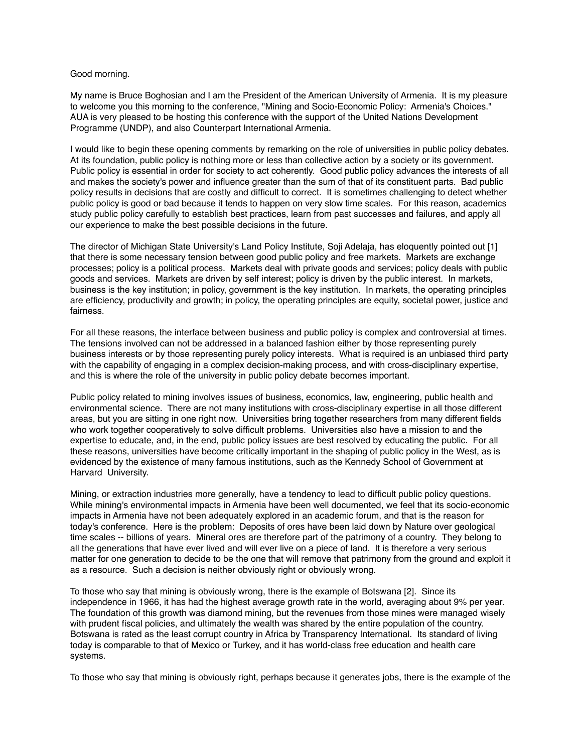Good morning.

My name is Bruce Boghosian and I am the President of the American University of Armenia. It is my pleasure to welcome you this morning to the conference, "Mining and Socio-Economic Policy: Armenia's Choices." AUA is very pleased to be hosting this conference with the support of the United Nations Development Programme (UNDP), and also Counterpart International Armenia.

I would like to begin these opening comments by remarking on the role of universities in public policy debates. At its foundation, public policy is nothing more or less than collective action by a society or its government. Public policy is essential in order for society to act coherently. Good public policy advances the interests of all and makes the society's power and influence greater than the sum of that of its constituent parts. Bad public policy results in decisions that are costly and difficult to correct. It is sometimes challenging to detect whether public policy is good or bad because it tends to happen on very slow time scales. For this reason, academics study public policy carefully to establish best practices, learn from past successes and failures, and apply all our experience to make the best possible decisions in the future.

The director of Michigan State University's Land Policy Institute, Soji Adelaja, has eloquently pointed out [1] that there is some necessary tension between good public policy and free markets. Markets are exchange processes; policy is a political process. Markets deal with private goods and services; policy deals with public goods and services. Markets are driven by self interest; policy is driven by the public interest. In markets, business is the key institution; in policy, government is the key institution. In markets, the operating principles are efficiency, productivity and growth; in policy, the operating principles are equity, societal power, justice and fairness.

For all these reasons, the interface between business and public policy is complex and controversial at times. The tensions involved can not be addressed in a balanced fashion either by those representing purely business interests or by those representing purely policy interests. What is required is an unbiased third party with the capability of engaging in a complex decision-making process, and with cross-disciplinary expertise, and this is where the role of the university in public policy debate becomes important.

Public policy related to mining involves issues of business, economics, law, engineering, public health and environmental science. There are not many institutions with cross-disciplinary expertise in all those different areas, but you are sitting in one right now. Universities bring together researchers from many different fields who work together cooperatively to solve difficult problems. Universities also have a mission to and the expertise to educate, and, in the end, public policy issues are best resolved by educating the public. For all these reasons, universities have become critically important in the shaping of public policy in the West, as is evidenced by the existence of many famous institutions, such as the Kennedy School of Government at Harvard University.

Mining, or extraction industries more generally, have a tendency to lead to difficult public policy questions. While mining's environmental impacts in Armenia have been well documented, we feel that its socio-economic impacts in Armenia have not been adequately explored in an academic forum, and that is the reason for today's conference. Here is the problem: Deposits of ores have been laid down by Nature over geological time scales -- billions of years. Mineral ores are therefore part of the patrimony of a country. They belong to all the generations that have ever lived and will ever live on a piece of land. It is therefore a very serious matter for one generation to decide to be the one that will remove that patrimony from the ground and exploit it as a resource. Such a decision is neither obviously right or obviously wrong.

To those who say that mining is obviously wrong, there is the example of Botswana [2]. Since its independence in 1966, it has had the highest average growth rate in the world, averaging about 9% per year. The foundation of this growth was diamond mining, but the revenues from those mines were managed wisely with prudent fiscal policies, and ultimately the wealth was shared by the entire population of the country. Botswana is rated as the least corrupt country in Africa by Transparency International. Its standard of living today is comparable to that of Mexico or Turkey, and it has world-class free education and health care systems.

To those who say that mining is obviously right, perhaps because it generates jobs, there is the example of the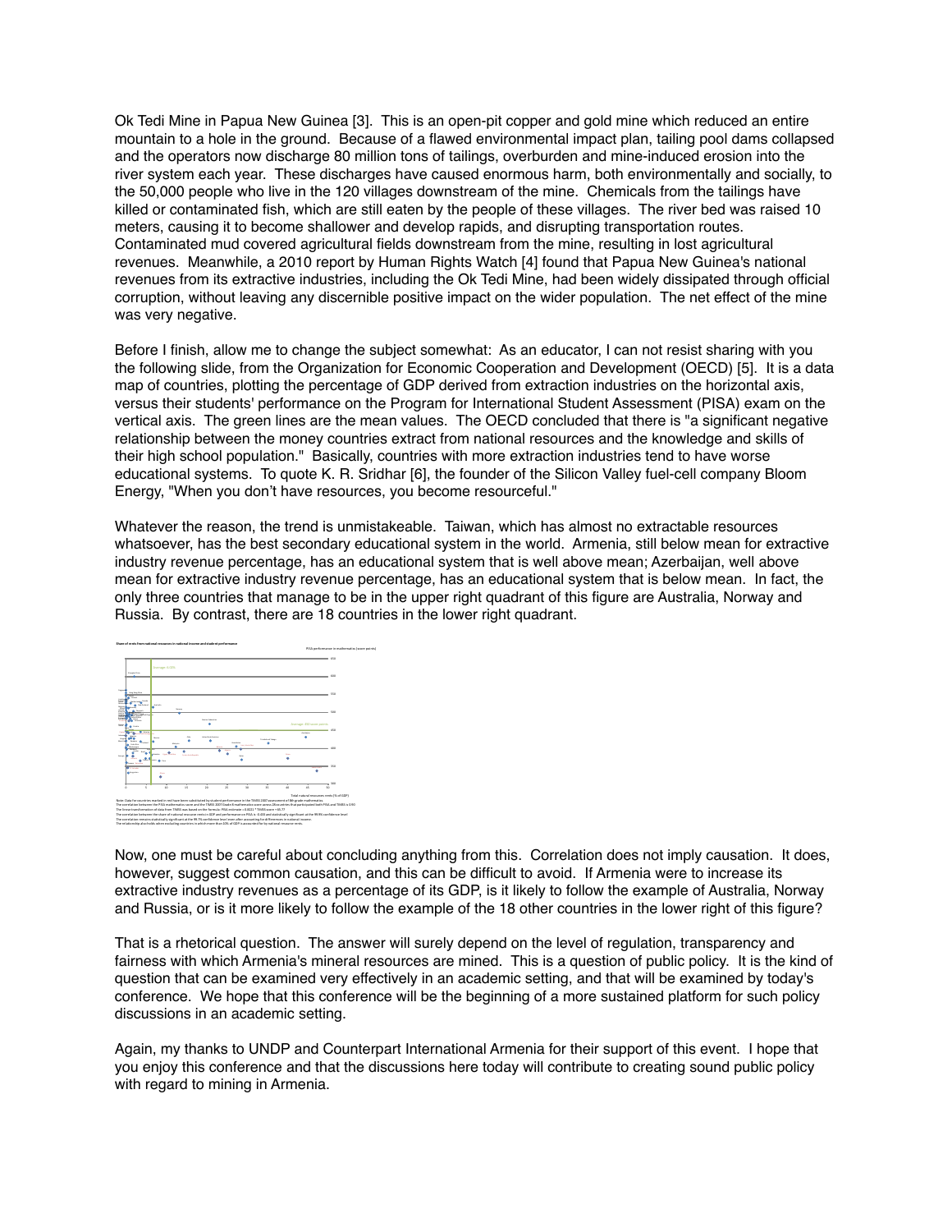Ok Tedi Mine in Papua New Guinea [3]. This is an open-pit copper and gold mine which reduced an entire mountain to a hole in the ground. Because of a flawed environmental impact plan, tailing pool dams collapsed and the operators now discharge 80 million tons of tailings, overburden and mine-induced erosion into the river system each year. These discharges have caused enormous harm, both environmentally and socially, to the 50,000 people who live in the 120 villages downstream of the mine. Chemicals from the tailings have killed or contaminated fish, which are still eaten by the people of these villages. The river bed was raised 10 meters, causing it to become shallower and develop rapids, and disrupting transportation routes. Contaminated mud covered agricultural fields downstream from the mine, resulting in lost agricultural revenues. Meanwhile, a 2010 report by Human Rights Watch [4] found that Papua New Guinea's national revenues from its extractive industries, including the Ok Tedi Mine, had been widely dissipated through official corruption, without leaving any discernible positive impact on the wider population. The net effect of the mine was very negative.

Before I finish, allow me to change the subject somewhat: As an educator, I can not resist sharing with you the following slide, from the Organization for Economic Cooperation and Development (OECD) [5]. It is a data map of countries, plotting the percentage of GDP derived from extraction industries on the horizontal axis, versus their students' performance on the Program for International Student Assessment (PISA) exam on the vertical axis. The green lines are the mean values. The OECD concluded that there is "a significant negative relationship between the money countries extract from national resources and the knowledge and skills of their high school population." Basically, countries with more extraction industries tend to have worse educational systems. To quote K. R. Sridhar [6], the founder of the Silicon Valley fuel-cell company Bloom Energy, "When you don't have resources, you become resourceful."

Whatever the reason, the trend is unmistakeable. Taiwan, which has almost no extractable resources whatsoever, has the best secondary educational system in the world. Armenia, still below mean for extractive industry revenue percentage, has an educational system that is well above mean; Azerbaijan, well above mean for extractive industry revenue percentage, has an educational system that is below mean. In fact, the only three countries that manage to be in the upper right quadrant of this figure are Australia, Norway and Russia. By contrast, there are 18 countries in the lower right quadrant.

Now, one must be careful about concluding anything from this. Correlation does not imply causation. It does, however, suggest common causation, and this can be difficult to avoid. If Armenia were to increase its extractive industry revenues as a percentage of its GDP, is it likely to follow the example of Australia, Norway and Russia, or is it more likely to follow the example of the 18 other countries in the lower right of this figure?

That is a rhetorical question. The answer will surely depend on the level of regulation, transparency and fairness with which Armenia's mineral resources are mined. This is a question of public policy. It is the kind of question that can be examined very effectively in an academic setting, and that will be examined by today's conference. We hope that this conference will be the beginning of a more sustained platform for such policy discussions in an academic setting.

Again, my thanks to UNDP and Counterpart International Armenia for their support of this event. I hope that you enjoy this conference and that the discussions here today will contribute to creating sound public policy with regard to mining in Armenia.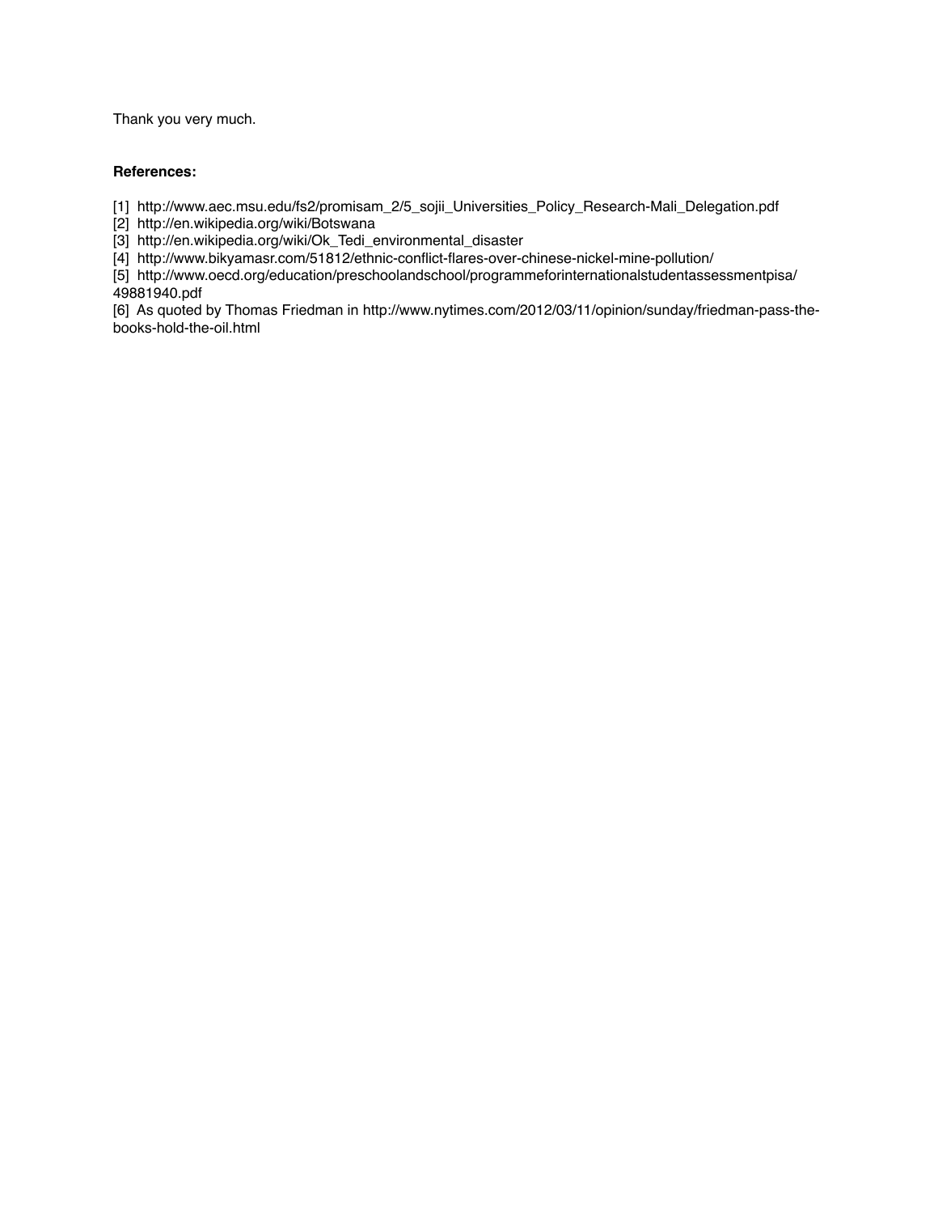Thank you very much.

**References:**

[1] http://www.aec.msu.edu/fs2/promisam_2/5_sojii_Universities_Policy_Research-Mali_Delegation.pdf
[2] http://en.wikipedia.org/wiki/Botswana
[3] http://en.wikipedia.org/wiki/Ok_Tedi_environmental_disaster
[4] http://www.bikyamasr.com/51812/ethnic-conflict-flares-over-chinese-nickel-mine-pollution/
[5] http://www.oecd.org/education/preschoolandschool/programmeforinternationalstudentassessmentpisa/49881940.pdf
[6] As quoted by Thomas Friedman in http://www.nytimes.com/2012/03/11/opinion/sunday/friedman-pass-the-books-hold-the-oil.html